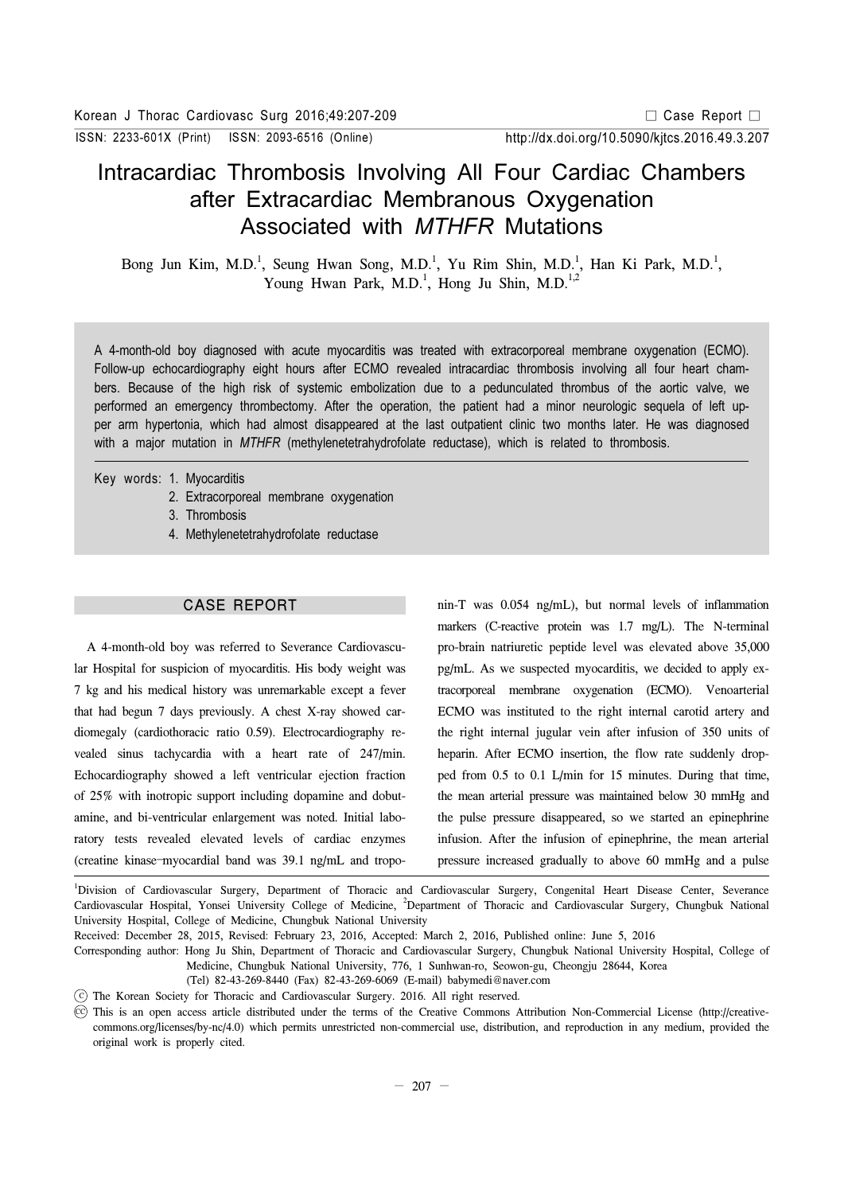# Intracardiac Thrombosis Involving All Four Cardiac Chambers after Extracardiac Membranous Oxygenation Associated with *MTHFR* Mutations

Bong Jun Kim, M.D.[1], Seung Hwan Song, M.D.[1], Yu Rim Shin, M.D.[1], Han Ki Park, M.D.[1], Young Hwan Park, M.D.[1], Hong Ju Shin, M.D.[1,2]

A 4-month-old boy diagnosed with acute myocarditis was treated with extracorporeal membrane oxygenation (ECMO). Follow-up echocardiography eight hours after ECMO revealed intracardiac thrombosis involving all four heart chambers. Because of the high risk of systemic embolization due to a pedunculated thrombus of the aortic valve, we performed an emergency thrombectomy. After the operation, the patient had a minor neurologic sequela of left upper arm hypertonia, which had almost disappeared at the last outpatient clinic two months later. He was diagnosed with a major mutation in *MTHFR* (methylenetetrahydrofolate reductase), which is related to thrombosis.

Key words:
1. Myocarditis
2. Extracorporeal membrane oxygenation
3. Thrombosis
4. Methylenetetrahydrofolate reductase

## CASE REPORT

A 4-month-old boy was referred to Severance Cardiovascular Hospital for suspicion of myocarditis. His body weight was 7 kg and his medical history was unremarkable except a fever that had begun 7 days previously. A chest X-ray showed cardiomegaly (cardiothoracic ratio 0.59). Electrocardiography revealed sinus tachycardia with a heart rate of 247/min. Echocardiography showed a left ventricular ejection fraction of 25% with inotropic support including dopamine and dobutamine, and bi-ventricular enlargement was noted. Initial laboratory tests revealed elevated levels of cardiac enzymes (creatine kinase–myocardial band was 39.1 ng/mL and troponin-T was 0.054 ng/mL), but normal levels of inflammation markers (C-reactive protein was 1.7 mg/L). The N-terminal pro-brain natriuretic peptide level was elevated above 35,000 pg/mL. As we suspected myocarditis, we decided to apply extracorporeal membrane oxygenation (ECMO). Venoarterial ECMO was instituted to the right internal carotid artery and the right internal jugular vein after infusion of 350 units of heparin. After ECMO insertion, the flow rate suddenly dropped from 0.5 to 0.1 L/min for 15 minutes. During that time, the mean arterial pressure was maintained below 30 mmHg and the pulse pressure disappeared, so we started an epinephrine infusion. After the infusion of epinephrine, the mean arterial pressure increased gradually to above 60 mmHg and a pulse

---

[1]Division of Cardiovascular Surgery, Department of Thoracic and Cardiovascular Surgery, Congenital Heart Disease Center, Severance Cardiovascular Hospital, Yonsei University College of Medicine, [2]Department of Thoracic and Cardiovascular Surgery, Chungbuk National University Hospital, College of Medicine, Chungbuk National University

Received: December 28, 2015, Revised: February 23, 2016, Accepted: March 2, 2016, Published online: June 5, 2016

Corresponding author: Hong Ju Shin, Department of Thoracic and Cardiovascular Surgery, Chungbuk National University Hospital, College of Medicine, Chungbuk National University, 776, 1 Sunhwan-ro, Seowon-gu, Cheongju 28644, Korea
(Tel) 82-43-269-8440 (Fax) 82-43-269-6069 (E-mail) babymedi@naver.com

ⓒ The Korean Society for Thoracic and Cardiovascular Surgery. 2016. All right reserved.

This is an open access article distributed under the terms of the Creative Commons Attribution Non-Commercial License (http://creativecommons.org/licenses/by-nc/4.0) which permits unrestricted non-commercial use, distribution, and reproduction in any medium, provided the original work is properly cited.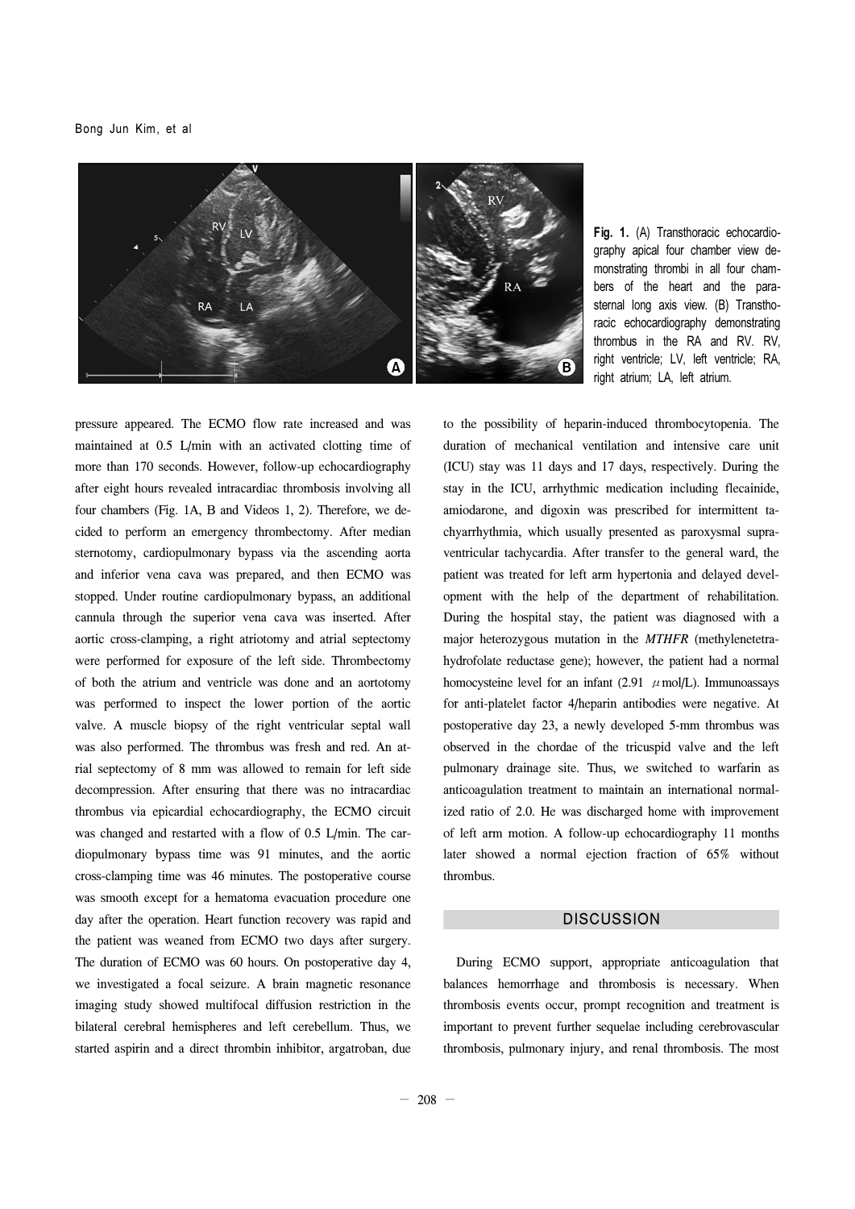Fig. 1. (A) Transthoracic echocardiography apical four chamber view demonstrating thrombi in all four chambers of the heart and the parasternal long axis view. (B) Transthoracic echocardiography demonstrating thrombus in the RA and RV. RV, right ventricle; LV, left ventricle; RA, right atrium; LA, left atrium.

pressure appeared. The ECMO flow rate increased and was maintained at 0.5 L/min with an activated clotting time of more than 170 seconds. However, follow-up echocardiography after eight hours revealed intracardiac thrombosis involving all four chambers (Fig. 1A, B and Videos 1, 2). Therefore, we decided to perform an emergency thrombectomy. After median sternotomy, cardiopulmonary bypass via the ascending aorta and inferior vena cava was prepared, and then ECMO was stopped. Under routine cardiopulmonary bypass, an additional cannula through the superior vena cava was inserted. After aortic cross-clamping, a right atriotomy and atrial septectomy were performed for exposure of the left side. Thrombectomy of both the atrium and ventricle was done and an aortotomy was performed to inspect the lower portion of the aortic valve. A muscle biopsy of the right ventricular septal wall was also performed. The thrombus was fresh and red. An atrial septectomy of 8 mm was allowed to remain for left side decompression. After ensuring that there was no intracardiac thrombus via epicardial echocardiography, the ECMO circuit was changed and restarted with a flow of 0.5 L/min. The cardiopulmonary bypass time was 91 minutes, and the aortic cross-clamping time was 46 minutes. The postoperative course was smooth except for a hematoma evacuation procedure one day after the operation. Heart function recovery was rapid and the patient was weaned from ECMO two days after surgery. The duration of ECMO was 60 hours. On postoperative day 4, we investigated a focal seizure. A brain magnetic resonance imaging study showed multifocal diffusion restriction in the bilateral cerebral hemispheres and left cerebellum. Thus, we started aspirin and a direct thrombin inhibitor, argatroban, due to the possibility of heparin-induced thrombocytopenia. The duration of mechanical ventilation and intensive care unit (ICU) stay was 11 days and 17 days, respectively. During the stay in the ICU, arrhythmic medication including flecainide, amiodarone, and digoxin was prescribed for intermittent tachyarrhythmia, which usually presented as paroxysmal supraventricular tachycardia. After transfer to the general ward, the patient was treated for left arm hypertonia and delayed development with the help of the department of rehabilitation. During the hospital stay, the patient was diagnosed with a major heterozygous mutation in the *MTHFR* (methylenetetrahydrofolate reductase gene); however, the patient had a normal homocysteine level for an infant (2.91 $\mu$mol/L). Immunoassays for anti-platelet factor 4/heparin antibodies were negative. At postoperative day 23, a newly developed 5-mm thrombus was observed in the chordae of the tricuspid valve and the left pulmonary drainage site. Thus, we switched to warfarin as anticoagulation treatment to maintain an international normalized ratio of 2.0. He was discharged home with improvement of left arm motion. A follow-up echocardiography 11 months later showed a normal ejection fraction of 65% without thrombus.

## DISCUSSION

During ECMO support, appropriate anticoagulation that balances hemorrhage and thrombosis is necessary. When thrombosis events occur, prompt recognition and treatment is important to prevent further sequelae including cerebrovascular thrombosis, pulmonary injury, and renal thrombosis. The most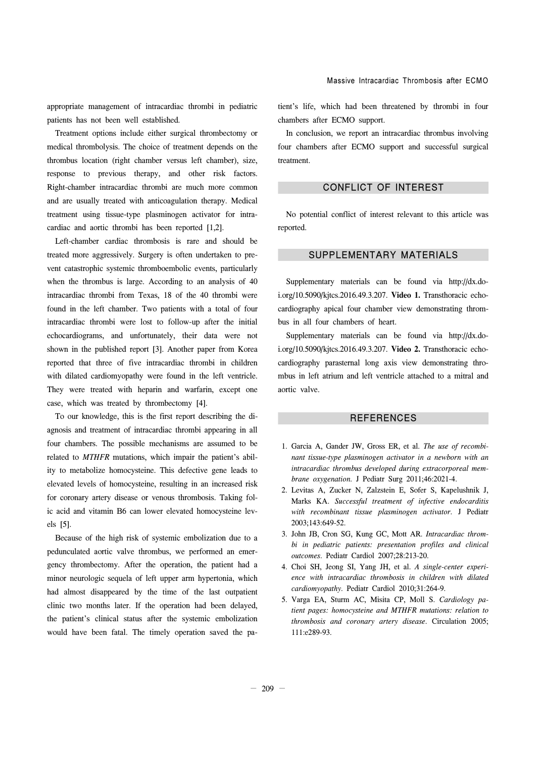appropriate management of intracardiac thrombi in pediatric patients has not been well established.

Treatment options include either surgical thrombectomy or medical thrombolysis. The choice of treatment depends on the thrombus location (right chamber versus left chamber), size, response to previous therapy, and other risk factors. Right-chamber intracardiac thrombi are much more common and are usually treated with anticoagulation therapy. Medical treatment using tissue-type plasminogen activator for intracardiac and aortic thrombi has been reported [1,2].

Left-chamber cardiac thrombosis is rare and should be treated more aggressively. Surgery is often undertaken to prevent catastrophic systemic thromboembolic events, particularly when the thrombus is large. According to an analysis of 40 intracardiac thrombi from Texas, 18 of the 40 thrombi were found in the left chamber. Two patients with a total of four intracardiac thrombi were lost to follow-up after the initial echocardiograms, and unfortunately, their data were not shown in the published report [3]. Another paper from Korea reported that three of five intracardiac thrombi in children with dilated cardiomyopathy were found in the left ventricle. They were treated with heparin and warfarin, except one case, which was treated by thrombectomy [4].

To our knowledge, this is the first report describing the diagnosis and treatment of intracardiac thrombi appearing in all four chambers. The possible mechanisms are assumed to be related to *MTHFR* mutations, which impair the patient's ability to metabolize homocysteine. This defective gene leads to elevated levels of homocysteine, resulting in an increased risk for coronary artery disease or venous thrombosis. Taking folic acid and vitamin B6 can lower elevated homocysteine levels [5].

Because of the high risk of systemic embolization due to a pedunculated aortic valve thrombus, we performed an emergency thrombectomy. After the operation, the patient had a minor neurologic sequela of left upper arm hypertonia, which had almost disappeared by the time of the last outpatient clinic two months later. If the operation had been delayed, the patient's clinical status after the systemic embolization would have been fatal. The timely operation saved the patient's life, which had been threatened by thrombi in four chambers after ECMO support.

In conclusion, we report an intracardiac thrombus involving four chambers after ECMO support and successful surgical treatment.

## CONFLICT OF INTEREST

No potential conflict of interest relevant to this article was reported.

## SUPPLEMENTARY MATERIALS

Supplementary materials can be found via http://dx.doi.org/10.5090/kjtcs.2016.49.3.207. **Video 1.** Transthoracic echocardiography apical four chamber view demonstrating thrombus in all four chambers of heart.

Supplementary materials can be found via http://dx.doi.org/10.5090/kjtcs.2016.49.3.207. **Video 2.** Transthoracic echocardiography parasternal long axis view demonstrating thrombus in left atrium and left ventricle attached to a mitral and aortic valve.

## REFERENCES

1. Garcia A, Gander JW, Gross ER, et al. *The use of recombinant tissue-type plasminogen activator in a newborn with an intracardiac thrombus developed during extracorporeal membrane oxygenation*. J Pediatr Surg 2011;46:2021-4.
2. Levitas A, Zucker N, Zalzstein E, Sofer S, Kapelushnik J, Marks KA. *Successful treatment of infective endocarditis with recombinant tissue plasminogen activator*. J Pediatr 2003;143:649-52.
3. John JB, Cron SG, Kung GC, Mott AR. *Intracardiac thrombi in pediatric patients: presentation profiles and clinical outcomes*. Pediatr Cardiol 2007;28:213-20.
4. Choi SH, Jeong SI, Yang JH, et al. *A single-center experience with intracardiac thrombosis in children with dilated cardiomyopathy*. Pediatr Cardiol 2010;31:264-9.
5. Varga EA, Sturm AC, Misita CP, Moll S. *Cardiology patient pages: homocysteine and MTHFR mutations: relation to thrombosis and coronary artery disease*. Circulation 2005; 111:e289-93.